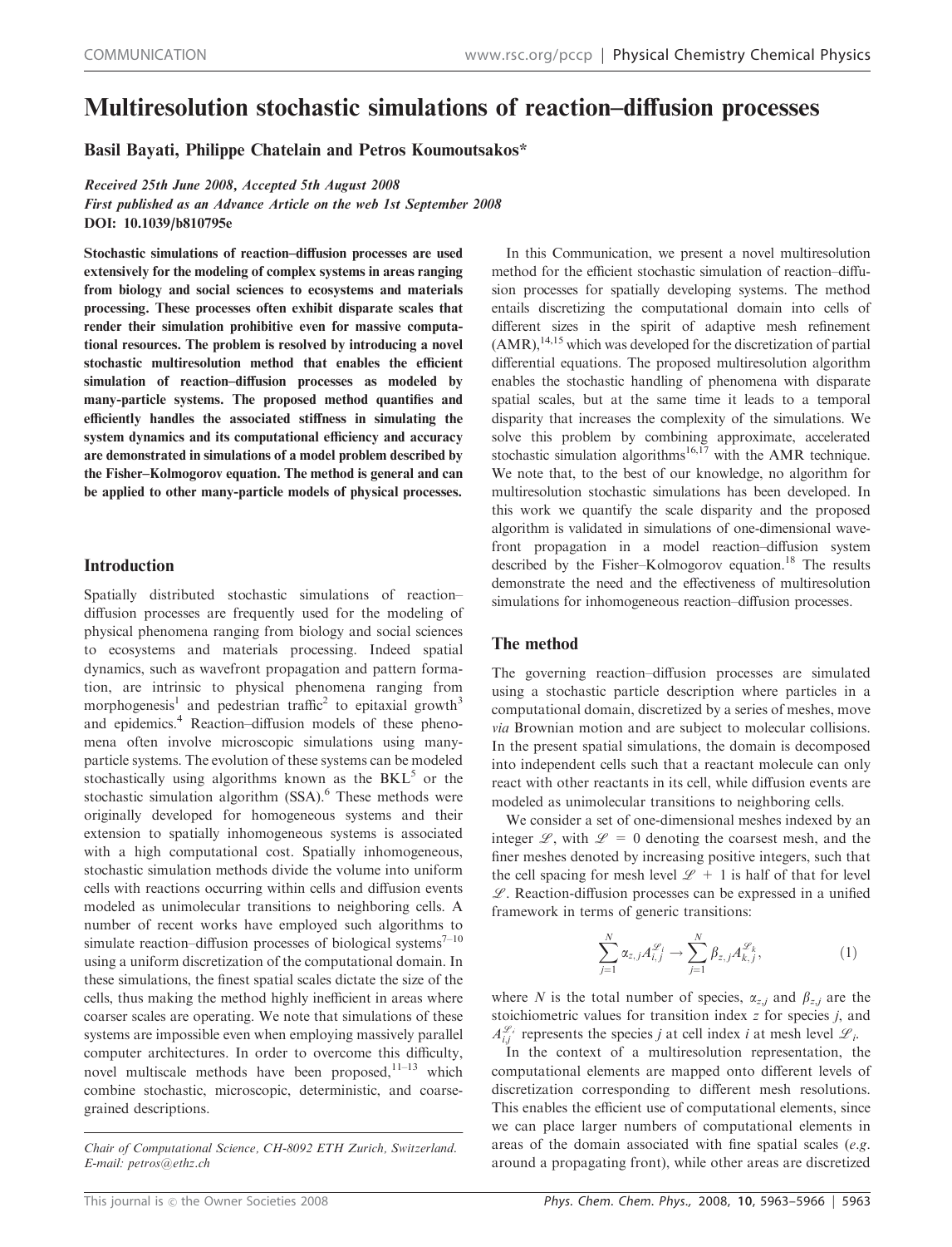# Multiresolution stochastic simulations of reaction–diffusion processes

**Basil Bayati, Philippe Chatelain and Petros Koumoutsakos***

*Received 25th June 2008, Accepted 5th August 2008*
*First published as an Advance Article on the web 1st September 2008*
**DOI: 10.1039/b810795e**

**Stochastic simulations of reaction–diffusion processes are used extensively for the modeling of complex systems in areas ranging from biology and social sciences to ecosystems and materials processing. These processes often exhibit disparate scales that render their simulation prohibitive even for massive computational resources. The problem is resolved by introducing a novel stochastic multiresolution method that enables the efficient simulation of reaction–diffusion processes as modeled by many-particle systems. The proposed method quantifies and efficiently handles the associated stiffness in simulating the system dynamics and its computational efficiency and accuracy are demonstrated in simulations of a model problem described by the Fisher–Kolmogorov equation. The method is general and can be applied to other many-particle models of physical processes.**

## Introduction

Spatially distributed stochastic simulations of reaction–diffusion processes are frequently used for the modeling of physical phenomena ranging from biology and social sciences to ecosystems and materials processing. Indeed spatial dynamics, such as wavefront propagation and pattern formation, are intrinsic to physical phenomena ranging from morphogenesis[1] and pedestrian traffic[2] to epitaxial growth[3] and epidemics.[4] Reaction–diffusion models of these phenomena often involve microscopic simulations using many-particle systems. The evolution of these systems can be modeled stochastically using algorithms known as the BKL[5] or the stochastic simulation algorithm (SSA).[6] These methods were originally developed for homogeneous systems and their extension to spatially inhomogeneous systems is associated with a high computational cost. Spatially inhomogeneous, stochastic simulation methods divide the volume into uniform cells with reactions occurring within cells and diffusion events modeled as unimolecular transitions to neighboring cells. A number of recent works have employed such algorithms to simulate reaction–diffusion processes of biological systems[7–10] using a uniform discretization of the computational domain. In these simulations, the finest spatial scales dictate the size of the cells, thus making the method highly inefficient in areas where coarser scales are operating. We note that simulations of these systems are impossible even when employing massively parallel computer architectures. In order to overcome this difficulty, novel multiscale methods have been proposed,[11–13] which combine stochastic, microscopic, deterministic, and coarse-grained descriptions.

*Chair of Computational Science, CH-8092 ETH Zurich, Switzerland. E-mail: petros@ethz.ch*

In this Communication, we present a novel multiresolution method for the efficient stochastic simulation of reaction–diffusion processes for spatially developing systems. The method entails discretizing the computational domain into cells of different sizes in the spirit of adaptive mesh refinement (AMR),[14,15] which was developed for the discretization of partial differential equations. The proposed multiresolution algorithm enables the stochastic handling of phenomena with disparate spatial scales, but at the same time it leads to a temporal disparity that increases the complexity of the simulations. We solve this problem by combining approximate, accelerated stochastic simulation algorithms[16,17] with the AMR technique. We note that, to the best of our knowledge, no algorithm for multiresolution stochastic simulations has been developed. In this work we quantify the scale disparity and the proposed algorithm is validated in simulations of one-dimensional wavefront propagation in a model reaction–diffusion system described by the Fisher–Kolmogorov equation.[18] The results demonstrate the need and the effectiveness of multiresolution simulations for inhomogeneous reaction–diffusion processes.

## The method

The governing reaction–diffusion processes are simulated using a stochastic particle description where particles in a computational domain, discretized by a series of meshes, move *via* Brownian motion and are subject to molecular collisions. In the present spatial simulations, the domain is decomposed into independent cells such that a reactant molecule can only react with other reactants in its cell, while diffusion events are modeled as unimolecular transitions to neighboring cells.

We consider a set of one-dimensional meshes indexed by an integer $\mathscr{L}$, with $\mathscr{L} = 0$ denoting the coarsest mesh, and the finer meshes denoted by increasing positive integers, such that the cell spacing for mesh level $\mathscr{L} + 1$ is half of that for level $\mathscr{L}$. Reaction-diffusion processes can be expressed in a unified framework in terms of generic transitions:

$$\sum_{j=1}^{N} \alpha_{z,j} A_{i,j}^{\mathscr{L}_i} \rightarrow \sum_{j=1}^{N} \beta_{z,j} A_{k,j}^{\mathscr{L}_k}, \tag{1}$$

where $N$ is the total number of species, $\alpha_{z,j}$ and $\beta_{z,j}$ are the stoichiometric values for transition index $z$ for species $j$, and $A_{i,j}^{\mathscr{L}_i}$ represents the species $j$ at cell index $i$ at mesh level $\mathscr{L}_i$.

In the context of a multiresolution representation, the computational elements are mapped onto different levels of discretization corresponding to different mesh resolutions. This enables the efficient use of computational elements, since we can place larger numbers of computational elements in areas of the domain associated with fine spatial scales (*e.g.* around a propagating front), while other areas are discretized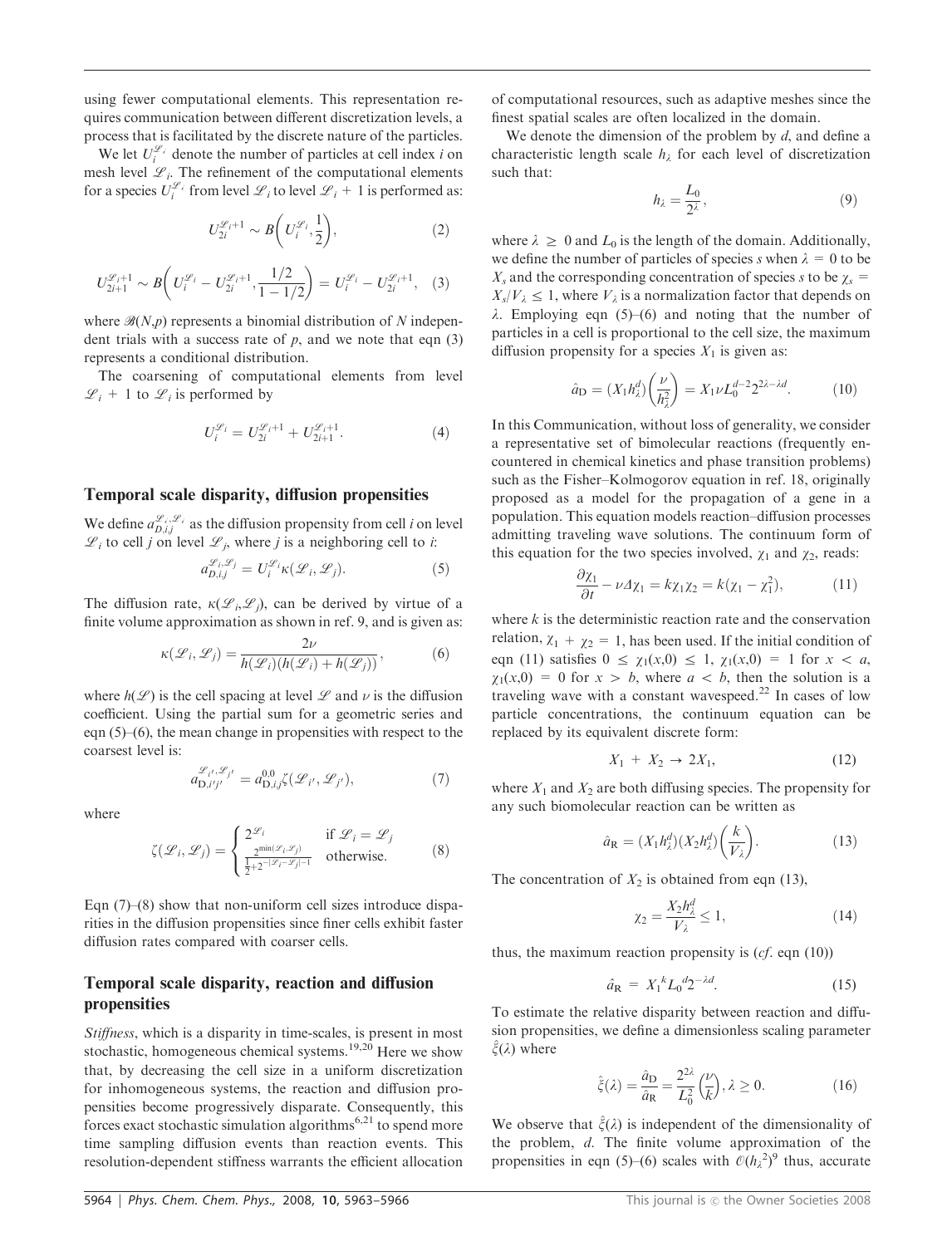using fewer computational elements. This representation requires communication between different discretization levels, a process that is facilitated by the discrete nature of the particles.

We let $U_i^{\mathscr{L}_i}$ denote the number of particles at cell index $i$ on mesh level $\mathscr{L}_i$. The refinement of the computational elements for a species $U_i^{\mathscr{L}_i}$ from level $\mathscr{L}_i$ to level $\mathscr{L}_i + 1$ is performed as:

$$U_{2i}^{\mathscr{L}_i+1} \sim B\left(U_i^{\mathscr{L}_i}, \frac{1}{2}\right), \tag{2}$$

$$U_{2i+1}^{\mathscr{L}_i+1} \sim B\left(U_i^{\mathscr{L}_i} - U_{2i}^{\mathscr{L}_i+1}, \frac{1/2}{1-1/2}\right) = U_i^{\mathscr{L}_i} - U_{2i}^{\mathscr{L}_i+1}, \tag{3}$$

where $\mathscr{B}(N,p)$ represents a binomial distribution of $N$ independent trials with a success rate of $p$, and we note that eqn (3) represents a conditional distribution.

The coarsening of computational elements from level $\mathscr{L}_i + 1$ to $\mathscr{L}_i$ is performed by

$$U_i^{\mathscr{L}_i} = U_{2i}^{\mathscr{L}_i+1} + U_{2i+1}^{\mathscr{L}_i+1}. \tag{4}$$

## Temporal scale disparity, diffusion propensities

We define $a_{D,i,j}^{\mathscr{L}_i,\mathscr{L}_j}$ as the diffusion propensity from cell $i$ on level $\mathscr{L}_i$ to cell $j$ on level $\mathscr{L}_j$, where $j$ is a neighboring cell to $i$:

$$a_{D,i,j}^{\mathscr{L}_i,\mathscr{L}_j} = U_i^{\mathscr{L}_i}\kappa(\mathscr{L}_i, \mathscr{L}_j). \tag{5}$$

The diffusion rate, $\kappa(\mathscr{L}_i,\mathscr{L}_j)$, can be derived by virtue of a finite volume approximation as shown in ref. 9, and is given as:

$$\kappa(\mathscr{L}_i, \mathscr{L}_j) = \frac{2\nu}{h(\mathscr{L}_i)(h(\mathscr{L}_i) + h(\mathscr{L}_j))}, \tag{6}$$

where $h(\mathscr{L})$ is the cell spacing at level $\mathscr{L}$ and $\nu$ is the diffusion coefficient. Using the partial sum for a geometric series and eqn (5)–(6), the mean change in propensities with respect to the coarsest level is:

$$a_{D,i'j'}^{\mathscr{L}_{i'},\mathscr{L}_{j'}} = a_{D,i,j}^{0,0}\zeta(\mathscr{L}_{i'}, \mathscr{L}_{j'}), \tag{7}$$

where

$$\zeta(\mathscr{L}_i, \mathscr{L}_j) = \begin{cases} 2^{\mathscr{L}_i} & \text{if } \mathscr{L}_i = \mathscr{L}_j \\ \frac{2^{\min(\mathscr{L}_i,\mathscr{L}_j)}}{\frac{1}{2}+2^{-|\mathscr{L}_i-\mathscr{L}_j|-1}} & \text{otherwise.} \end{cases} \tag{8}$$

Eqn (7)–(8) show that non-uniform cell sizes introduce disparities in the diffusion propensities since finer cells exhibit faster diffusion rates compared with coarser cells.

## Temporal scale disparity, reaction and diffusion propensities

*Stiffness*, which is a disparity in time-scales, is present in most stochastic, homogeneous chemical systems.[19,20] Here we show that, by decreasing the cell size in a uniform discretization for inhomogeneous systems, the reaction and diffusion propensities become progressively disparate. Consequently, this forces exact stochastic simulation algorithms[6,21] to spend more time sampling diffusion events than reaction events. This resolution-dependent stiffness warrants the efficient allocation of computational resources, such as adaptive meshes since the finest spatial scales are often localized in the domain.

We denote the dimension of the problem by $d$, and define a characteristic length scale $h_\lambda$ for each level of discretization such that:

$$h_\lambda = \frac{L_0}{2^\lambda}, \tag{9}$$

where $\lambda \geq 0$ and $L_0$ is the length of the domain. Additionally, we define the number of particles of species $s$ when $\lambda = 0$ to be $X_s$ and the corresponding concentration of species $s$ to be $\chi_s = X_s/V_\lambda \leq 1$, where $V_\lambda$ is a normalization factor that depends on $\lambda$. Employing eqn (5)–(6) and noting that the number of particles in a cell is proportional to the cell size, the maximum diffusion propensity for a species $X_1$ is given as:

$$\hat{a}_D = (X_1 h_\lambda^d)\left(\frac{\nu}{h_\lambda^2}\right) = X_1 \nu L_0^{d-2} 2^{2\lambda-\lambda d}. \tag{10}$$

In this Communication, without loss of generality, we consider a representative set of bimolecular reactions (frequently encountered in chemical kinetics and phase transition problems) such as the Fisher–Kolmogorov equation in ref. 18, originally proposed as a model for the propagation of a gene in a population. This equation models reaction–diffusion processes admitting traveling wave solutions. The continuum form of this equation for the two species involved, $\chi_1$ and $\chi_2$, reads:

$$\frac{\partial \chi_1}{\partial t} - \nu \Delta \chi_1 = k\chi_1\chi_2 = k(\chi_1 - \chi_1^2), \tag{11}$$

where $k$ is the deterministic reaction rate and the conservation relation, $\chi_1 + \chi_2 = 1$, has been used. If the initial condition of eqn (11) satisfies $0 \leq \chi_1(x,0) \leq 1$, $\chi_1(x,0) = 1$ for $x < a$, $\chi_1(x,0) = 0$ for $x > b$, where $a < b$, then the solution is a traveling wave with a constant wavespeed.[22] In cases of low particle concentrations, the continuum equation can be replaced by its equivalent discrete form:

$$X_1 + X_2 \rightarrow 2X_1, \tag{12}$$

where $X_1$ and $X_2$ are both diffusing species. The propensity for any such biomolecular reaction can be written as

$$\hat{a}_R = (X_1 h_\lambda^d)(X_2 h_\lambda^d)\left(\frac{k}{V_\lambda}\right). \tag{13}$$

The concentration of $X_2$ is obtained from eqn (13),

$$\chi_2 = \frac{X_2 h_\lambda^d}{V_\lambda} \leq 1, \tag{14}$$

thus, the maximum reaction propensity is (*cf.* eqn (10))

$$\hat{a}_R = X_1{}^k L_0{}^d 2^{-\lambda d}. \tag{15}$$

To estimate the relative disparity between reaction and diffusion propensities, we define a dimensionless scaling parameter $\hat{\xi}(\lambda)$ where

$$\hat{\xi}(\lambda) = \frac{\hat{a}_D}{\hat{a}_R} = \frac{2^{2\lambda}}{L_0^2}\left(\frac{\nu}{k}\right), \lambda \geq 0. \tag{16}$$

We observe that $\hat{\xi}(\lambda)$ is independent of the dimensionality of the problem, $d$. The finite volume approximation of the propensities in eqn (5)–(6) scales with $\mathcal{O}(h_\lambda{}^2)^9$ thus, accurate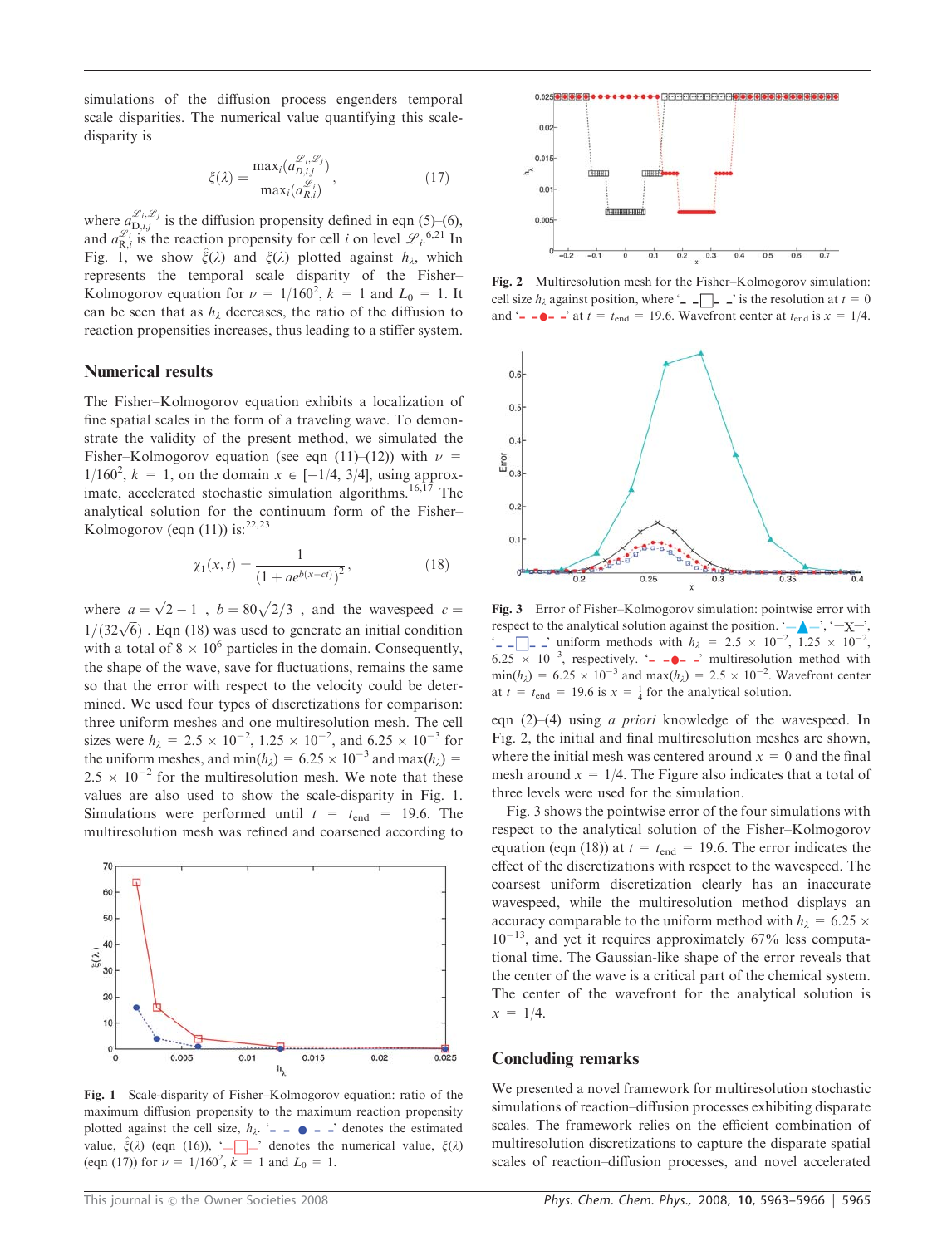simulations of the diffusion process engenders temporal scale disparities. The numerical value quantifying this scale-disparity is

$$\xi(\lambda) = \frac{\max_i(a_{D,i,j}^{\mathscr{L}_i,\mathscr{L}_j})}{\max_i(a_{R,i}^{\mathscr{L}_i})}, \qquad (17)$$

where $a_{D,i,j}^{\mathscr{L}_i,\mathscr{L}_j}$ is the diffusion propensity defined in eqn (5)–(6), and $a_{R,i}^{\mathscr{L}_i}$ is the reaction propensity for cell $i$ on level $\mathscr{L}_i$.[6,21] In Fig. 1, we show $\hat{\xi}(\lambda)$ and $\xi(\lambda)$ plotted against $h_\lambda$, which represents the temporal scale disparity of the Fisher–Kolmogorov equation for $\nu = 1/160^2$, $k = 1$ and $L_0 = 1$. It can be seen that as $h_\lambda$ decreases, the ratio of the diffusion to reaction propensities increases, thus leading to a stiffer system.

## Numerical results

The Fisher–Kolmogorov equation exhibits a localization of fine spatial scales in the form of a traveling wave. To demonstrate the validity of the present method, we simulated the Fisher–Kolmogorov equation (see eqn (11)–(12)) with $\nu = 1/160^2$, $k = 1$, on the domain $x \in [-1/4, 3/4]$, using approximate, accelerated stochastic simulation algorithms.[16,17] The analytical solution for the continuum form of the Fisher–Kolmogorov (eqn (11)) is:[22,23]

$$\chi_1(x,t) = \frac{1}{(1 + ae^{b(x-ct)})^2}, \qquad (18)$$

where $a = \sqrt{2} - 1$, $b = 80\sqrt{2/3}$, and the wavespeed $c = 1/(32\sqrt{6})$. Eqn (18) was used to generate an initial condition with a total of $8 \times 10^6$ particles in the domain. Consequently, the shape of the wave, save for fluctuations, remains the same so that the error with respect to the velocity could be determined. We used four types of discretizations for comparison: three uniform meshes and one multiresolution mesh. The cell sizes were $h_\lambda = 2.5 \times 10^{-2}$, $1.25 \times 10^{-2}$, and $6.25 \times 10^{-3}$ for the uniform meshes, and $\min(h_\lambda) = 6.25 \times 10^{-3}$ and $\max(h_\lambda) = 2.5 \times 10^{-2}$ for the multiresolution mesh. We note that these values are also used to show the scale-disparity in Fig. 1. Simulations were performed until $t = t_{\text{end}} = 19.6$. The multiresolution mesh was refined and coarsened according to eqn (2)–(4) using *a priori* knowledge of the wavespeed. In Fig. 2, the initial and final multiresolution meshes are shown, where the initial mesh was centered around $x = 0$ and the final mesh around $x = 1/4$. The Figure also indicates that a total of three levels were used for the simulation.

Fig. 3 shows the pointwise error of the four simulations with respect to the analytical solution of the Fisher–Kolmogorov equation (eqn (18)) at $t = t_{\text{end}} = 19.6$. The error indicates the effect of the discretizations with respect to the wavespeed. The coarsest uniform discretization clearly has an inaccurate wavespeed, while the multiresolution method displays an accuracy comparable to the uniform method with $h_\lambda = 6.25 \times 10^{-13}$, and yet it requires approximately 67% less computational time. The Gaussian-like shape of the error reveals that the center of the wave is a critical part of the chemical system. The center of the wavefront for the analytical solution is $x = 1/4$.

Fig. 1 Scale-disparity of Fisher–Kolmogorov equation: ratio of the maximum diffusion propensity to the maximum reaction propensity plotted against the cell size, $h_\lambda$. '- - ● - -' denotes the estimated value, $\hat{\xi}(\lambda)$ (eqn (16)), '—□—' denotes the numerical value, $\xi(\lambda)$ (eqn (17)) for $\nu = 1/160^2$, $k = 1$ and $L_0 = 1$.

Fig. 2 Multiresolution mesh for the Fisher–Kolmogorov simulation: cell size $h_\lambda$ against position, where '- -□- -' is the resolution at $t = 0$ and '- -●- -' at $t = t_{\text{end}} = 19.6$. Wavefront center at $t_{\text{end}}$ is $x = 1/4$.

Fig. 3 Error of Fisher–Kolmogorov simulation: pointwise error with respect to the analytical solution against the position. '—▲—', '—X—', '- -□- -' uniform methods with $h_\lambda = 2.5 \times 10^{-2}$, $1.25 \times 10^{-2}$, $6.25 \times 10^{-3}$, respectively. '- -●- -' multiresolution method with $\min(h_\lambda) = 6.25 \times 10^{-3}$ and $\max(h_\lambda) = 2.5 \times 10^{-2}$. Wavefront center at $t = t_{\text{end}} = 19.6$ is $x = \frac{1}{4}$ for the analytical solution.

## Concluding remarks

We presented a novel framework for multiresolution stochastic simulations of reaction–diffusion processes exhibiting disparate scales. The framework relies on the efficient combination of multiresolution discretizations to capture the disparate spatial scales of reaction–diffusion processes, and novel accelerated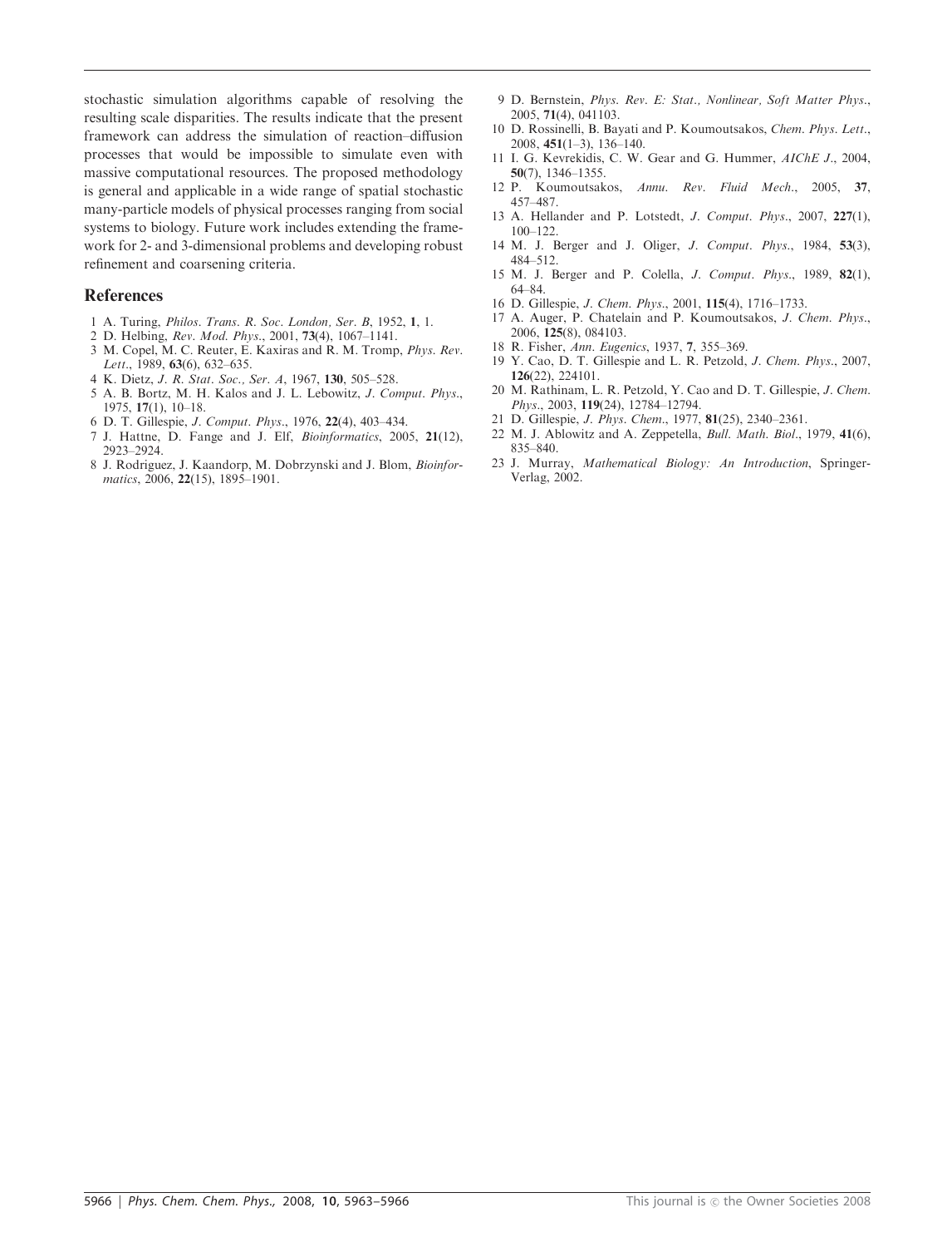stochastic simulation algorithms capable of resolving the resulting scale disparities. The results indicate that the present framework can address the simulation of reaction–diffusion processes that would be impossible to simulate even with massive computational resources. The proposed methodology is general and applicable in a wide range of spatial stochastic many-particle models of physical processes ranging from social systems to biology. Future work includes extending the framework for 2- and 3-dimensional problems and developing robust refinement and coarsening criteria.

## References

1. A. Turing, *Philos. Trans. R. Soc. London, Ser. B*, 1952, **1**, 1.
2. D. Helbing, *Rev. Mod. Phys.*, 2001, **73**(4), 1067–1141.
3. M. Copel, M. C. Reuter, E. Kaxiras and R. M. Tromp, *Phys. Rev. Lett.*, 1989, **63**(6), 632–635.
4. K. Dietz, *J. R. Stat. Soc., Ser. A*, 1967, **130**, 505–528.
5. A. B. Bortz, M. H. Kalos and J. L. Lebowitz, *J. Comput. Phys.*, 1975, **17**(1), 10–18.
6. D. T. Gillespie, *J. Comput. Phys.*, 1976, **22**(4), 403–434.
7. J. Hattne, D. Fange and J. Elf, *Bioinformatics*, 2005, **21**(12), 2923–2924.
8. J. Rodriguez, J. Kaandorp, M. Dobrzynski and J. Blom, *Bioinformatics*, 2006, **22**(15), 1895–1901.
9. D. Bernstein, *Phys. Rev. E: Stat., Nonlinear, Soft Matter Phys.*, 2005, **71**(4), 041103.
10. D. Rossinelli, B. Bayati and P. Koumoutsakos, *Chem. Phys. Lett.*, 2008, **451**(1–3), 136–140.
11. I. G. Kevrekidis, C. W. Gear and G. Hummer, *AIChE J.*, 2004, **50**(7), 1346–1355.
12. P. Koumoutsakos, *Annu. Rev. Fluid Mech.*, 2005, **37**, 457–487.
13. A. Hellander and P. Lotstedt, *J. Comput. Phys.*, 2007, **227**(1), 100–122.
14. M. J. Berger and J. Oliger, *J. Comput. Phys.*, 1984, **53**(3), 484–512.
15. M. J. Berger and P. Colella, *J. Comput. Phys.*, 1989, **82**(1), 64–84.
16. D. Gillespie, *J. Chem. Phys.*, 2001, **115**(4), 1716–1733.
17. A. Auger, P. Chatelain and P. Koumoutsakos, *J. Chem. Phys.*, 2006, **125**(8), 084103.
18. R. Fisher, *Ann. Eugenics*, 1937, **7**, 355–369.
19. Y. Cao, D. T. Gillespie and L. R. Petzold, *J. Chem. Phys.*, 2007, **126**(22), 224101.
20. M. Rathinam, L. R. Petzold, Y. Cao and D. T. Gillespie, *J. Chem. Phys.*, 2003, **119**(24), 12784–12794.
21. D. Gillespie, *J. Phys. Chem.*, 1977, **81**(25), 2340–2361.
22. M. J. Ablowitz and A. Zeppetella, *Bull. Math. Biol.*, 1979, **41**(6), 835–840.
23. J. Murray, *Mathematical Biology: An Introduction*, Springer-Verlag, 2002.